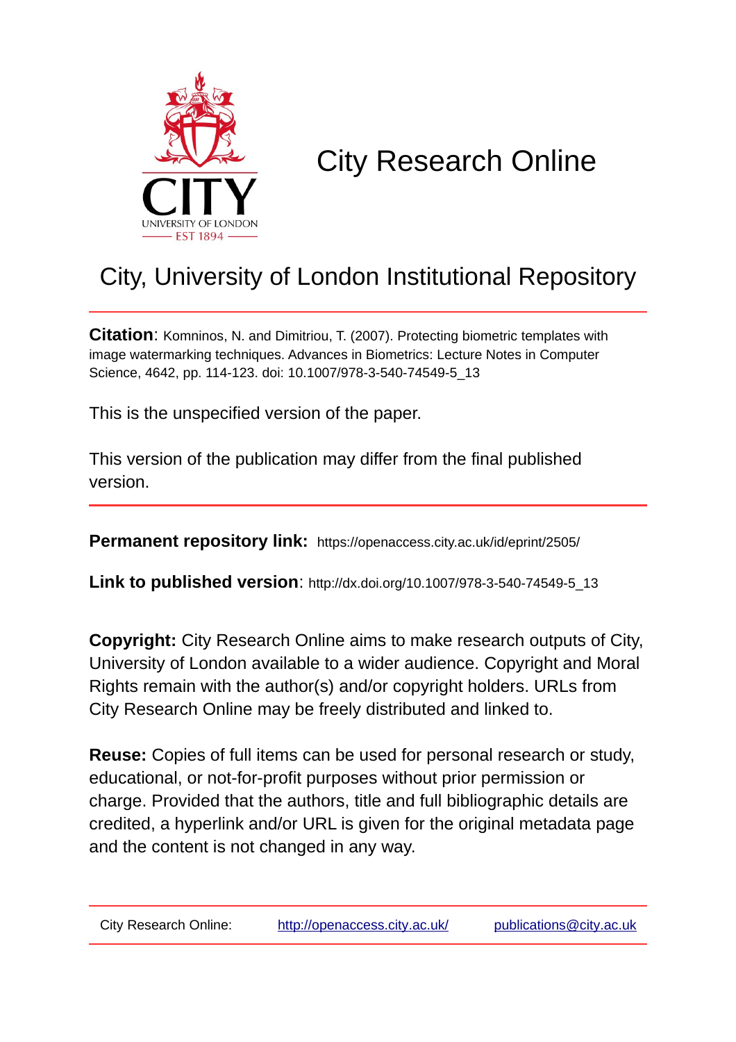# City Research Online

## City, University of London Institutional Repository

**Citation**: Komninos, N. and Dimitriou, T. (2007). Protecting biometric templates with image watermarking techniques. Advances in Biometrics: Lecture Notes in Computer Science, 4642, pp. 114-123. doi: 10.1007/978-3-540-74549-5_13

This is the unspecified version of the paper.

This version of the publication may differ from the final published version.

**Permanent repository link:** https://openaccess.city.ac.uk/id/eprint/2505/

**Link to published version**: http://dx.doi.org/10.1007/978-3-540-74549-5_13

**Copyright:** City Research Online aims to make research outputs of City, University of London available to a wider audience. Copyright and Moral Rights remain with the author(s) and/or copyright holders. URLs from City Research Online may be freely distributed and linked to.

**Reuse:** Copies of full items can be used for personal research or study, educational, or not-for-profit purposes without prior permission or charge. Provided that the authors, title and full bibliographic details are credited, a hyperlink and/or URL is given for the original metadata page and the content is not changed in any way.

City Research Online: http://openaccess.city.ac.uk/ publications@city.ac.uk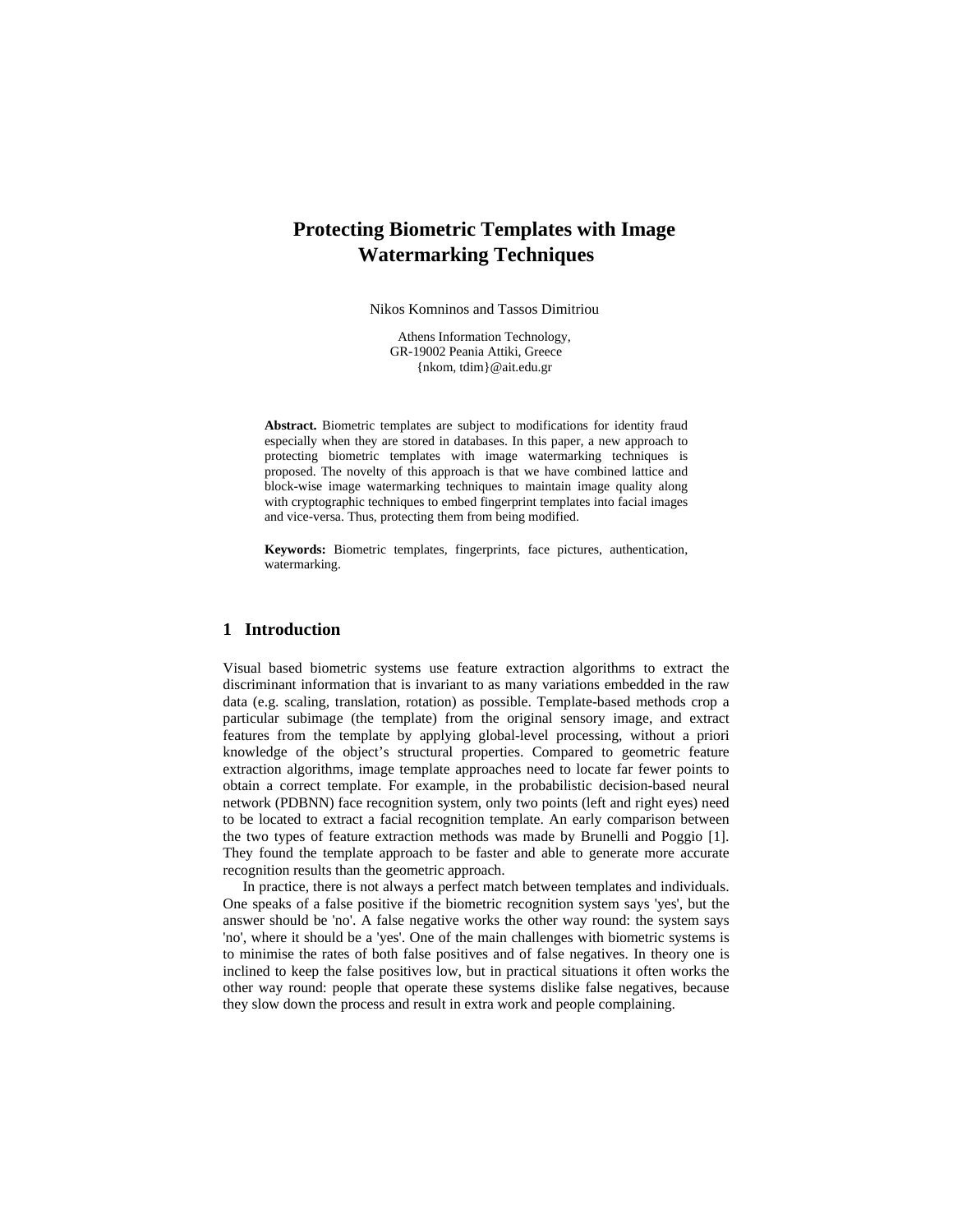# Protecting Biometric Templates with Image Watermarking Techniques

Nikos Komninos and Tassos Dimitriou

Athens Information Technology,
GR-19002 Peania Attiki, Greece
{nkom, tdim}@ait.edu.gr

**Abstract.** Biometric templates are subject to modifications for identity fraud especially when they are stored in databases. In this paper, a new approach to protecting biometric templates with image watermarking techniques is proposed. The novelty of this approach is that we have combined lattice and block-wise image watermarking techniques to maintain image quality along with cryptographic techniques to embed fingerprint templates into facial images and vice-versa. Thus, protecting them from being modified.

**Keywords:** Biometric templates, fingerprints, face pictures, authentication, watermarking.

## 1 Introduction

Visual based biometric systems use feature extraction algorithms to extract the discriminant information that is invariant to as many variations embedded in the raw data (e.g. scaling, translation, rotation) as possible. Template-based methods crop a particular subimage (the template) from the original sensory image, and extract features from the template by applying global-level processing, without a priori knowledge of the object's structural properties. Compared to geometric feature extraction algorithms, image template approaches need to locate far fewer points to obtain a correct template. For example, in the probabilistic decision-based neural network (PDBNN) face recognition system, only two points (left and right eyes) need to be located to extract a facial recognition template. An early comparison between the two types of feature extraction methods was made by Brunelli and Poggio [1]. They found the template approach to be faster and able to generate more accurate recognition results than the geometric approach.

In practice, there is not always a perfect match between templates and individuals. One speaks of a false positive if the biometric recognition system says 'yes', but the answer should be 'no'. A false negative works the other way round: the system says 'no', where it should be a 'yes'. One of the main challenges with biometric systems is to minimise the rates of both false positives and of false negatives. In theory one is inclined to keep the false positives low, but in practical situations it often works the other way round: people that operate these systems dislike false negatives, because they slow down the process and result in extra work and people complaining.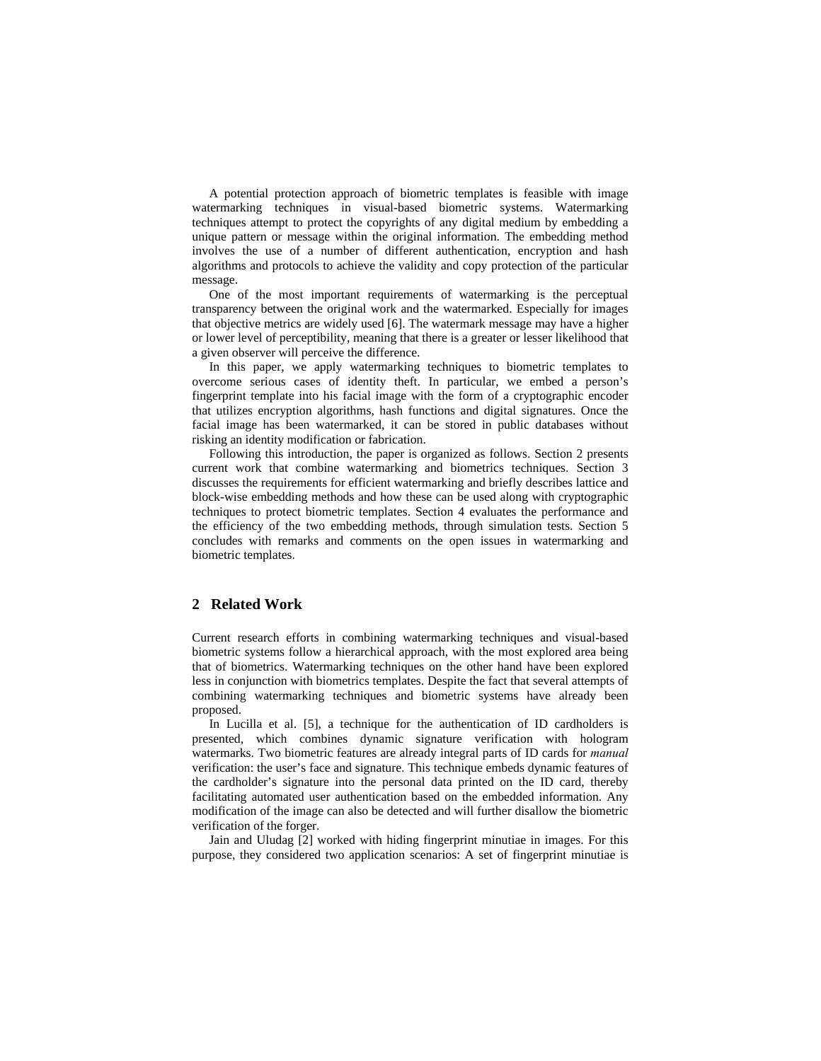A potential protection approach of biometric templates is feasible with image watermarking techniques in visual-based biometric systems. Watermarking techniques attempt to protect the copyrights of any digital medium by embedding a unique pattern or message within the original information. The embedding method involves the use of a number of different authentication, encryption and hash algorithms and protocols to achieve the validity and copy protection of the particular message.

One of the most important requirements of watermarking is the perceptual transparency between the original work and the watermarked. Especially for images that objective metrics are widely used [6]. The watermark message may have a higher or lower level of perceptibility, meaning that there is a greater or lesser likelihood that a given observer will perceive the difference.

In this paper, we apply watermarking techniques to biometric templates to overcome serious cases of identity theft. In particular, we embed a person's fingerprint template into his facial image with the form of a cryptographic encoder that utilizes encryption algorithms, hash functions and digital signatures. Once the facial image has been watermarked, it can be stored in public databases without risking an identity modification or fabrication.

Following this introduction, the paper is organized as follows. Section 2 presents current work that combine watermarking and biometrics techniques. Section 3 discusses the requirements for efficient watermarking and briefly describes lattice and block-wise embedding methods and how these can be used along with cryptographic techniques to protect biometric templates. Section 4 evaluates the performance and the efficiency of the two embedding methods, through simulation tests. Section 5 concludes with remarks and comments on the open issues in watermarking and biometric templates.

## 2 Related Work

Current research efforts in combining watermarking techniques and visual-based biometric systems follow a hierarchical approach, with the most explored area being that of biometrics. Watermarking techniques on the other hand have been explored less in conjunction with biometrics templates. Despite the fact that several attempts of combining watermarking techniques and biometric systems have already been proposed.

In Lucilla et al. [5], a technique for the authentication of ID cardholders is presented, which combines dynamic signature verification with hologram watermarks. Two biometric features are already integral parts of ID cards for *manual* verification: the user's face and signature. This technique embeds dynamic features of the cardholder's signature into the personal data printed on the ID card, thereby facilitating automated user authentication based on the embedded information. Any modification of the image can also be detected and will further disallow the biometric verification of the forger.

Jain and Uludag [2] worked with hiding fingerprint minutiae in images. For this purpose, they considered two application scenarios: A set of fingerprint minutiae is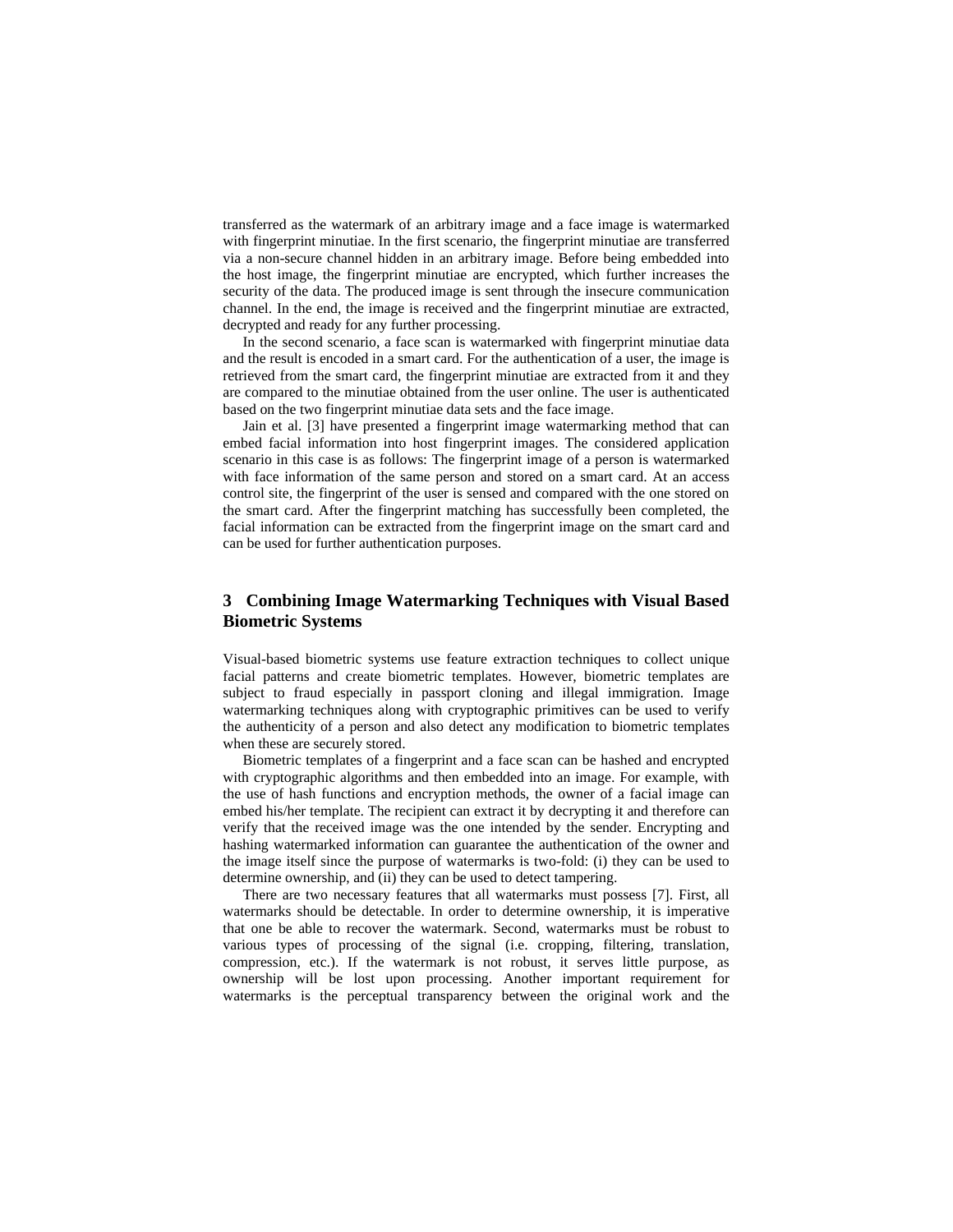transferred as the watermark of an arbitrary image and a face image is watermarked with fingerprint minutiae. In the first scenario, the fingerprint minutiae are transferred via a non-secure channel hidden in an arbitrary image. Before being embedded into the host image, the fingerprint minutiae are encrypted, which further increases the security of the data. The produced image is sent through the insecure communication channel. In the end, the image is received and the fingerprint minutiae are extracted, decrypted and ready for any further processing.

In the second scenario, a face scan is watermarked with fingerprint minutiae data and the result is encoded in a smart card. For the authentication of a user, the image is retrieved from the smart card, the fingerprint minutiae are extracted from it and they are compared to the minutiae obtained from the user online. The user is authenticated based on the two fingerprint minutiae data sets and the face image.

Jain et al. [3] have presented a fingerprint image watermarking method that can embed facial information into host fingerprint images. The considered application scenario in this case is as follows: The fingerprint image of a person is watermarked with face information of the same person and stored on a smart card. At an access control site, the fingerprint of the user is sensed and compared with the one stored on the smart card. After the fingerprint matching has successfully been completed, the facial information can be extracted from the fingerprint image on the smart card and can be used for further authentication purposes.

## 3 Combining Image Watermarking Techniques with Visual Based Biometric Systems

Visual-based biometric systems use feature extraction techniques to collect unique facial patterns and create biometric templates. However, biometric templates are subject to fraud especially in passport cloning and illegal immigration. Image watermarking techniques along with cryptographic primitives can be used to verify the authenticity of a person and also detect any modification to biometric templates when these are securely stored.

Biometric templates of a fingerprint and a face scan can be hashed and encrypted with cryptographic algorithms and then embedded into an image. For example, with the use of hash functions and encryption methods, the owner of a facial image can embed his/her template. The recipient can extract it by decrypting it and therefore can verify that the received image was the one intended by the sender. Encrypting and hashing watermarked information can guarantee the authentication of the owner and the image itself since the purpose of watermarks is two-fold: (i) they can be used to determine ownership, and (ii) they can be used to detect tampering.

There are two necessary features that all watermarks must possess [7]. First, all watermarks should be detectable. In order to determine ownership, it is imperative that one be able to recover the watermark. Second, watermarks must be robust to various types of processing of the signal (i.e. cropping, filtering, translation, compression, etc.). If the watermark is not robust, it serves little purpose, as ownership will be lost upon processing. Another important requirement for watermarks is the perceptual transparency between the original work and the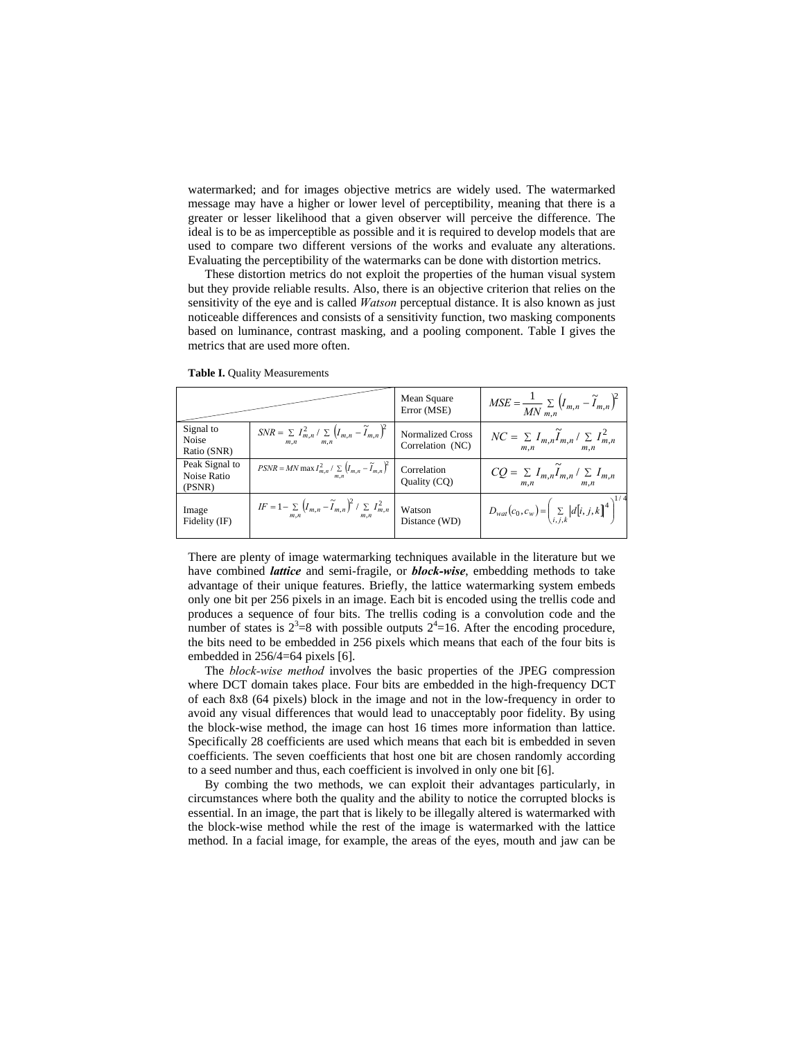watermarked; and for images objective metrics are widely used. The watermarked message may have a higher or lower level of perceptibility, meaning that there is a greater or lesser likelihood that a given observer will perceive the difference. The ideal is to be as imperceptible as possible and it is required to develop models that are used to compare two different versions of the works and evaluate any alterations. Evaluating the perceptibility of the watermarks can be done with distortion metrics.

These distortion metrics do not exploit the properties of the human visual system but they provide reliable results. Also, there is an objective criterion that relies on the sensitivity of the eye and is called *Watson* perceptual distance. It is also known as just noticeable differences and consists of a sensitivity function, two masking components based on luminance, contrast masking, and a pooling component. Table I gives the metrics that are used more often.

**Table I.** Quality Measurements

| | | Mean Square Error (MSE) | $MSE = \frac{1}{MN}\sum_{m,n}\left(I_{m,n} - \tilde{I}_{m,n}\right)^2$ |
|---|---|---|---|
| Signal to Noise Ratio (SNR) | $SNR = \sum_{m,n} I_{m,n}^2 / \sum_{m,n}\left(I_{m,n} - \tilde{I}_{m,n}\right)^2$ | Normalized Cross Correlation (NC) | $NC = \sum_{m,n} I_{m,n}\tilde{I}_{m,n} / \sum_{m,n} I_{m,n}^2$ |
| Peak Signal to Noise Ratio (PSNR) | $PSNR = MN \max I_{m,n}^2 / \sum_{m,n}\left(I_{m,n} - \tilde{I}_{m,n}\right)^2$ | Correlation Quality (CQ) | $CQ = \sum_{m,n} I_{m,n}\tilde{I}_{m,n} / \sum_{m,n} I_{m,n}$ |
| Image Fidelity (IF) | $IF = 1 - \sum_{m,n}\left(I_{m,n} - \tilde{I}_{m,n}\right)^2 / \sum_{m,n} I_{m,n}^2$ | Watson Distance (WD) | $D_{wat}(c_0, c_w) = \left(\sum_{i,j,k}\left\|d[i,j,k]\right\|^4\right)^{1/4}$ |

There are plenty of image watermarking techniques available in the literature but we have combined ***lattice*** and semi-fragile, or ***block-wise***, embedding methods to take advantage of their unique features. Briefly, the lattice watermarking system embeds only one bit per 256 pixels in an image. Each bit is encoded using the trellis code and produces a sequence of four bits. The trellis coding is a convolution code and the number of states is $2^3$=8 with possible outputs $2^4$=16. After the encoding procedure, the bits need to be embedded in 256 pixels which means that each of the four bits is embedded in 256/4=64 pixels [6].

The *block-wise method* involves the basic properties of the JPEG compression where DCT domain takes place. Four bits are embedded in the high-frequency DCT of each 8x8 (64 pixels) block in the image and not in the low-frequency in order to avoid any visual differences that would lead to unacceptably poor fidelity. By using the block-wise method, the image can host 16 times more information than lattice. Specifically 28 coefficients are used which means that each bit is embedded in seven coefficients. The seven coefficients that host one bit are chosen randomly according to a seed number and thus, each coefficient is involved in only one bit [6].

By combing the two methods, we can exploit their advantages particularly, in circumstances where both the quality and the ability to notice the corrupted blocks is essential. In an image, the part that is likely to be illegally altered is watermarked with the block-wise method while the rest of the image is watermarked with the lattice method. In a facial image, for example, the areas of the eyes, mouth and jaw can be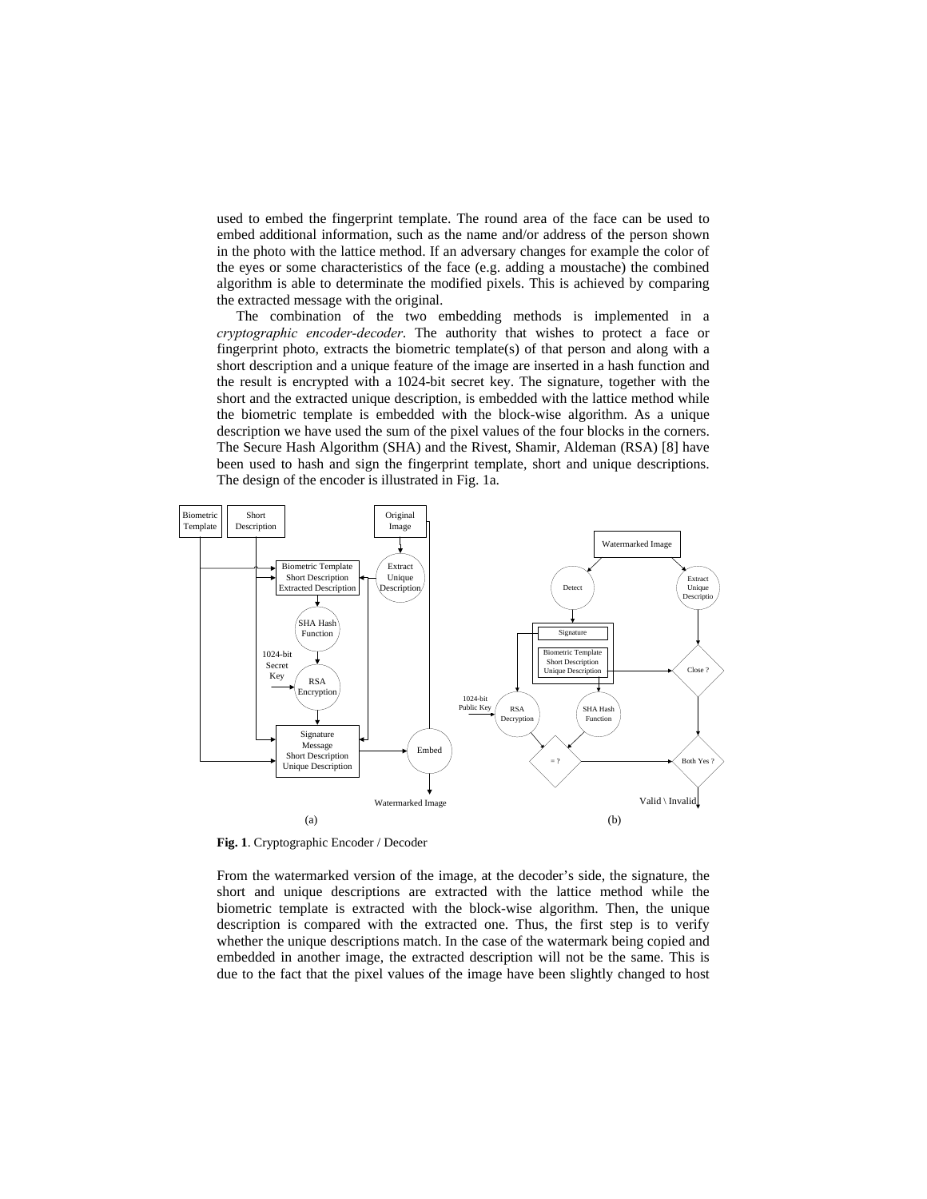used to embed the fingerprint template. The round area of the face can be used to embed additional information, such as the name and/or address of the person shown in the photo with the lattice method. If an adversary changes for example the color of the eyes or some characteristics of the face (e.g. adding a moustache) the combined algorithm is able to determinate the modified pixels. This is achieved by comparing the extracted message with the original.

The combination of the two embedding methods is implemented in a *cryptographic encoder-decoder*. The authority that wishes to protect a face or fingerprint photo, extracts the biometric template(s) of that person and along with a short description and a unique feature of the image are inserted in a hash function and the result is encrypted with a 1024-bit secret key. The signature, together with the short and the extracted unique description, is embedded with the lattice method while the biometric template is embedded with the block-wise algorithm. As a unique description we have used the sum of the pixel values of the four blocks in the corners. The Secure Hash Algorithm (SHA) and the Rivest, Shamir, Aldeman (RSA) [8] have been used to hash and sign the fingerprint template, short and unique descriptions. The design of the encoder is illustrated in Fig. 1a.

Biometric Template
Short Description
Original Image
Extract Unique Description
Biometric Template Short Description Extracted Description
SHA Hash Function
1024-bit Secret Key
RSA Encryption
Signature Message Short Description Unique Description
Embed
Watermarked Image
(a)

Watermarked Image
Detect
Extract Unique Descriptio
Signature
Biometric Template Short Description Unique Description
Close ?
1024-bit Public Key
RSA Decryption
SHA Hash Function
= ?
Both Yes ?
Valid \ Invalid
(b)

**Fig. 1**. Cryptographic Encoder / Decoder

From the watermarked version of the image, at the decoder's side, the signature, the short and unique descriptions are extracted with the lattice method while the biometric template is extracted with the block-wise algorithm. Then, the unique description is compared with the extracted one. Thus, the first step is to verify whether the unique descriptions match. In the case of the watermark being copied and embedded in another image, the extracted description will not be the same. This is due to the fact that the pixel values of the image have been slightly changed to host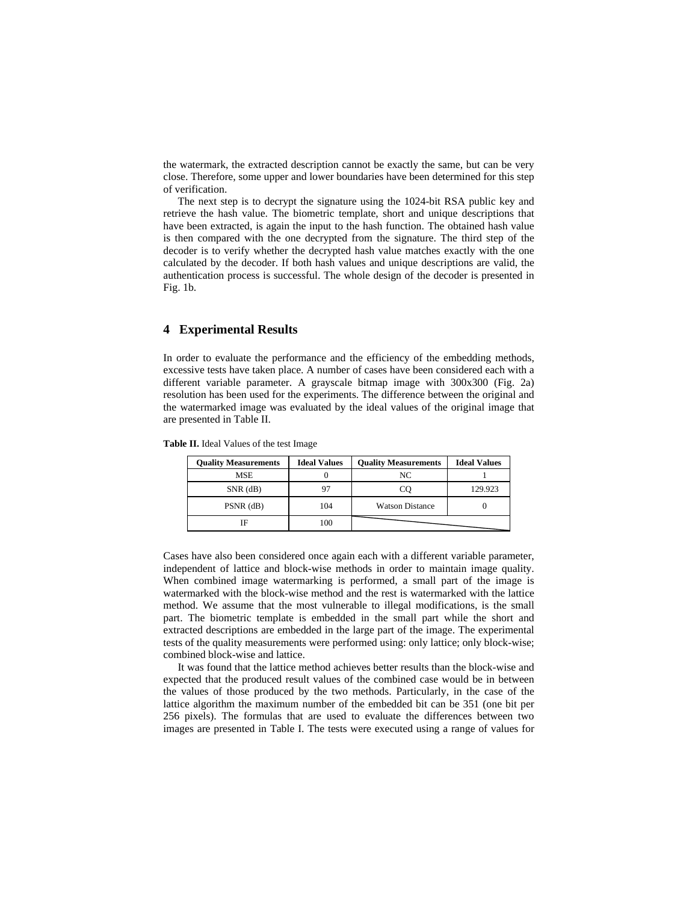the watermark, the extracted description cannot be exactly the same, but can be very close. Therefore, some upper and lower boundaries have been determined for this step of verification.

The next step is to decrypt the signature using the 1024-bit RSA public key and retrieve the hash value. The biometric template, short and unique descriptions that have been extracted, is again the input to the hash function. The obtained hash value is then compared with the one decrypted from the signature. The third step of the decoder is to verify whether the decrypted hash value matches exactly with the one calculated by the decoder. If both hash values and unique descriptions are valid, the authentication process is successful. The whole design of the decoder is presented in Fig. 1b.

## 4 Experimental Results

In order to evaluate the performance and the efficiency of the embedding methods, excessive tests have taken place. A number of cases have been considered each with a different variable parameter. A grayscale bitmap image with 300x300 (Fig. 2a) resolution has been used for the experiments. The difference between the original and the watermarked image was evaluated by the ideal values of the original image that are presented in Table II.

**Table II.** Ideal Values of the test Image

| Quality Measurements | Ideal Values | Quality Measurements | Ideal Values |
|---|---|---|---|
| MSE | 0 | NC | 1 |
| SNR (dB) | 97 | CQ | 129.923 |
| PSNR (dB) | 104 | Watson Distance | 0 |
| IF | 100 | | |

Cases have also been considered once again each with a different variable parameter, independent of lattice and block-wise methods in order to maintain image quality. When combined image watermarking is performed, a small part of the image is watermarked with the block-wise method and the rest is watermarked with the lattice method. We assume that the most vulnerable to illegal modifications, is the small part. The biometric template is embedded in the small part while the short and extracted descriptions are embedded in the large part of the image. The experimental tests of the quality measurements were performed using: only lattice; only block-wise; combined block-wise and lattice.

It was found that the lattice method achieves better results than the block-wise and expected that the produced result values of the combined case would be in between the values of those produced by the two methods. Particularly, in the case of the lattice algorithm the maximum number of the embedded bit can be 351 (one bit per 256 pixels). The formulas that are used to evaluate the differences between two images are presented in Table I. The tests were executed using a range of values for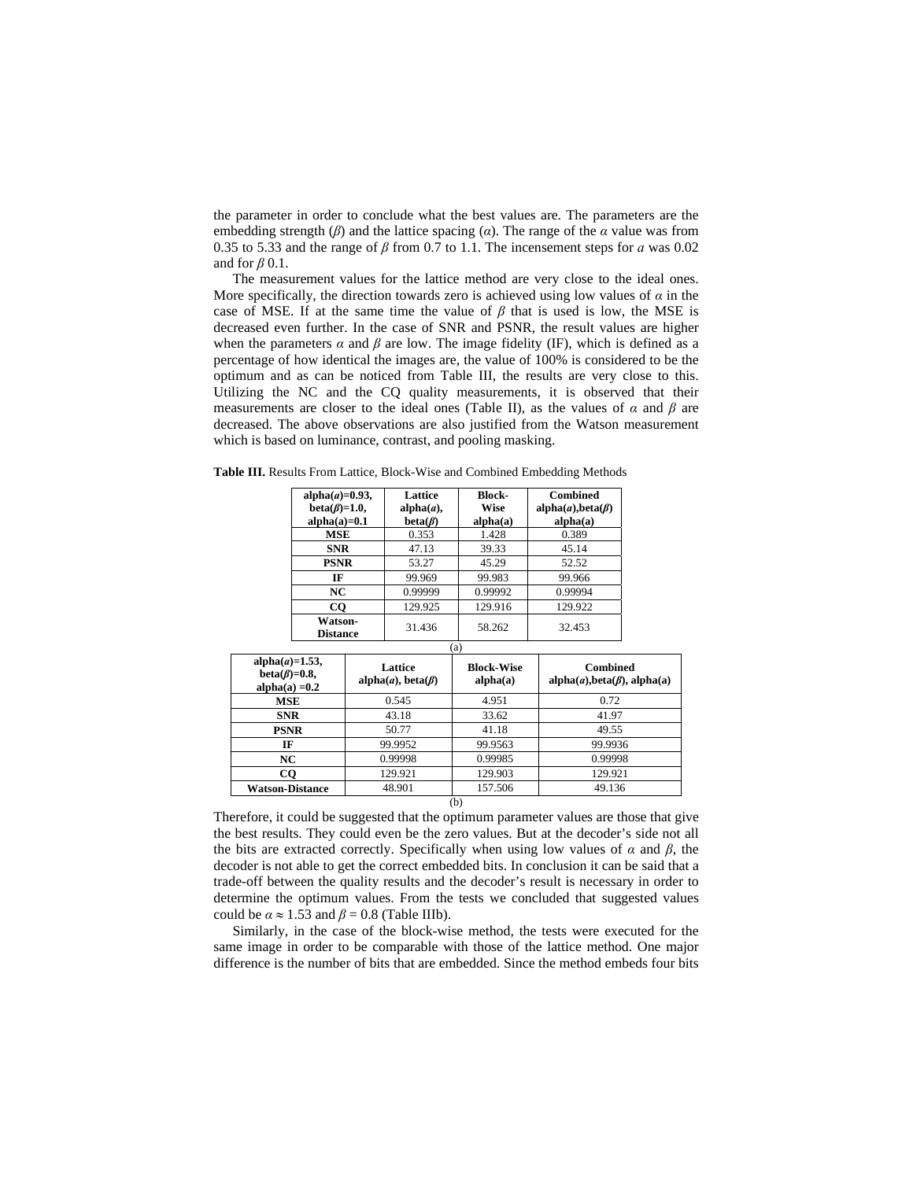the parameter in order to conclude what the best values are. The parameters are the embedding strength ($\beta$) and the lattice spacing ($\alpha$). The range of the $\alpha$ value was from 0.35 to 5.33 and the range of $\beta$ from 0.7 to 1.1. The incensement steps for $a$ was 0.02 and for $\beta$ 0.1.

The measurement values for the lattice method are very close to the ideal ones. More specifically, the direction towards zero is achieved using low values of $\alpha$ in the case of MSE. If at the same time the value of $\beta$ that is used is low, the MSE is decreased even further. In the case of SNR and PSNR, the result values are higher when the parameters $\alpha$ and $\beta$ are low. The image fidelity (IF), which is defined as a percentage of how identical the images are, the value of 100% is considered to be the optimum and as can be noticed from Table III, the results are very close to this. Utilizing the NC and the CQ quality measurements, it is observed that their measurements are closer to the ideal ones (Table II), as the values of $\alpha$ and $\beta$ are decreased. The above observations are also justified from the Watson measurement which is based on luminance, contrast, and pooling masking.

**Table III.** Results From Lattice, Block-Wise and Combined Embedding Methods

| **alpha($a$)=0.93, beta($\beta$)=1.0, alpha(a)=0.1** | **Lattice alpha($a$), beta($\beta$)** | **Block-Wise alpha(a)** | **Combined alpha($a$),beta($\beta$) alpha(a)** |
|---|---|---|---|
| **MSE** | 0.353 | 1.428 | 0.389 |
| **SNR** | 47.13 | 39.33 | 45.14 |
| **PSNR** | 53.27 | 45.29 | 52.52 |
| **IF** | 99.969 | 99.983 | 99.966 |
| **NC** | 0.99999 | 0.99992 | 0.99994 |
| **CQ** | 129.925 | 129.916 | 129.922 |
| **Watson-Distance** | 31.436 | 58.262 | 32.453 |

(a)

| **alpha($a$)=1.53, beta($\beta$)=0.8, alpha(a) =0.2** | **Lattice alpha($a$), beta($\beta$)** | **Block-Wise alpha(a)** | **Combined alpha($a$),beta($\beta$), alpha(a)** |
|---|---|---|---|
| **MSE** | 0.545 | 4.951 | 0.72 |
| **SNR** | 43.18 | 33.62 | 41.97 |
| **PSNR** | 50.77 | 41.18 | 49.55 |
| **IF** | 99.9952 | 99.9563 | 99.9936 |
| **NC** | 0.99998 | 0.99985 | 0.99998 |
| **CQ** | 129.921 | 129.903 | 129.921 |
| **Watson-Distance** | 48.901 | 157.506 | 49.136 |

(b)

Therefore, it could be suggested that the optimum parameter values are those that give the best results. They could even be the zero values. But at the decoder's side not all the bits are extracted correctly. Specifically when using low values of $\alpha$ and $\beta$, the decoder is not able to get the correct embedded bits. In conclusion it can be said that a trade-off between the quality results and the decoder's result is necessary in order to determine the optimum values. From the tests we concluded that suggested values could be $\alpha \approx 1.53$ and $\beta = 0.8$ (Table IIIb).

Similarly, in the case of the block-wise method, the tests were executed for the same image in order to be comparable with those of the lattice method. One major difference is the number of bits that are embedded. Since the method embeds four bits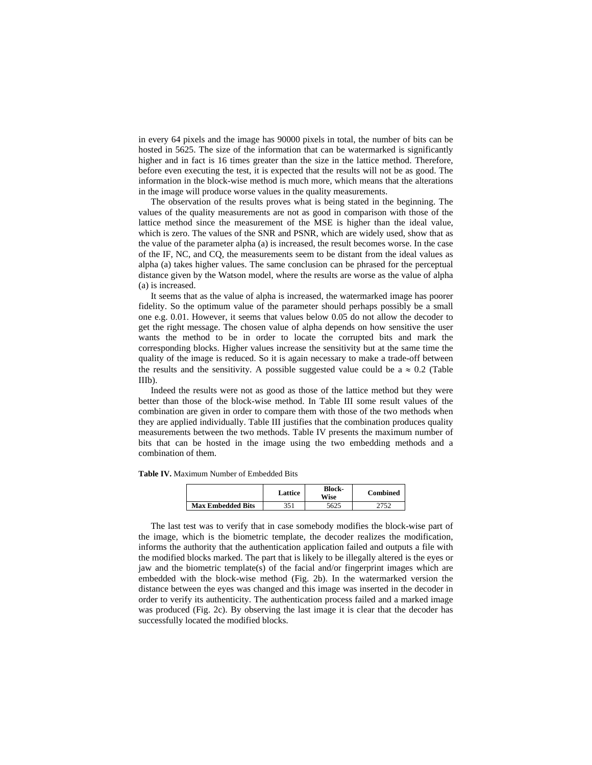in every 64 pixels and the image has 90000 pixels in total, the number of bits can be hosted in 5625. The size of the information that can be watermarked is significantly higher and in fact is 16 times greater than the size in the lattice method. Therefore, before even executing the test, it is expected that the results will not be as good. The information in the block-wise method is much more, which means that the alterations in the image will produce worse values in the quality measurements.

The observation of the results proves what is being stated in the beginning. The values of the quality measurements are not as good in comparison with those of the lattice method since the measurement of the MSE is higher than the ideal value, which is zero. The values of the SNR and PSNR, which are widely used, show that as the value of the parameter alpha (a) is increased, the result becomes worse. In the case of the IF, NC, and CQ, the measurements seem to be distant from the ideal values as alpha (a) takes higher values. The same conclusion can be phrased for the perceptual distance given by the Watson model, where the results are worse as the value of alpha (a) is increased.

It seems that as the value of alpha is increased, the watermarked image has poorer fidelity. So the optimum value of the parameter should perhaps possibly be a small one e.g. 0.01. However, it seems that values below 0.05 do not allow the decoder to get the right message. The chosen value of alpha depends on how sensitive the user wants the method to be in order to locate the corrupted bits and mark the corresponding blocks. Higher values increase the sensitivity but at the same time the quality of the image is reduced. So it is again necessary to make a trade-off between the results and the sensitivity. A possible suggested value could be a $\approx$ 0.2 (Table IIIb).

Indeed the results were not as good as those of the lattice method but they were better than those of the block-wise method. In Table III some result values of the combination are given in order to compare them with those of the two methods when they are applied individually. Table III justifies that the combination produces quality measurements between the two methods. Table IV presents the maximum number of bits that can be hosted in the image using the two embedding methods and a combination of them.

**Table IV.** Maximum Number of Embedded Bits

| | Lattice | Block-Wise | Combined |
|---|---|---|---|
| **Max Embedded Bits** | 351 | 5625 | 2752 |

The last test was to verify that in case somebody modifies the block-wise part of the image, which is the biometric template, the decoder realizes the modification, informs the authority that the authentication application failed and outputs a file with the modified blocks marked. The part that is likely to be illegally altered is the eyes or jaw and the biometric template(s) of the facial and/or fingerprint images which are embedded with the block-wise method (Fig. 2b). In the watermarked version the distance between the eyes was changed and this image was inserted in the decoder in order to verify its authenticity. The authentication process failed and a marked image was produced (Fig. 2c). By observing the last image it is clear that the decoder has successfully located the modified blocks.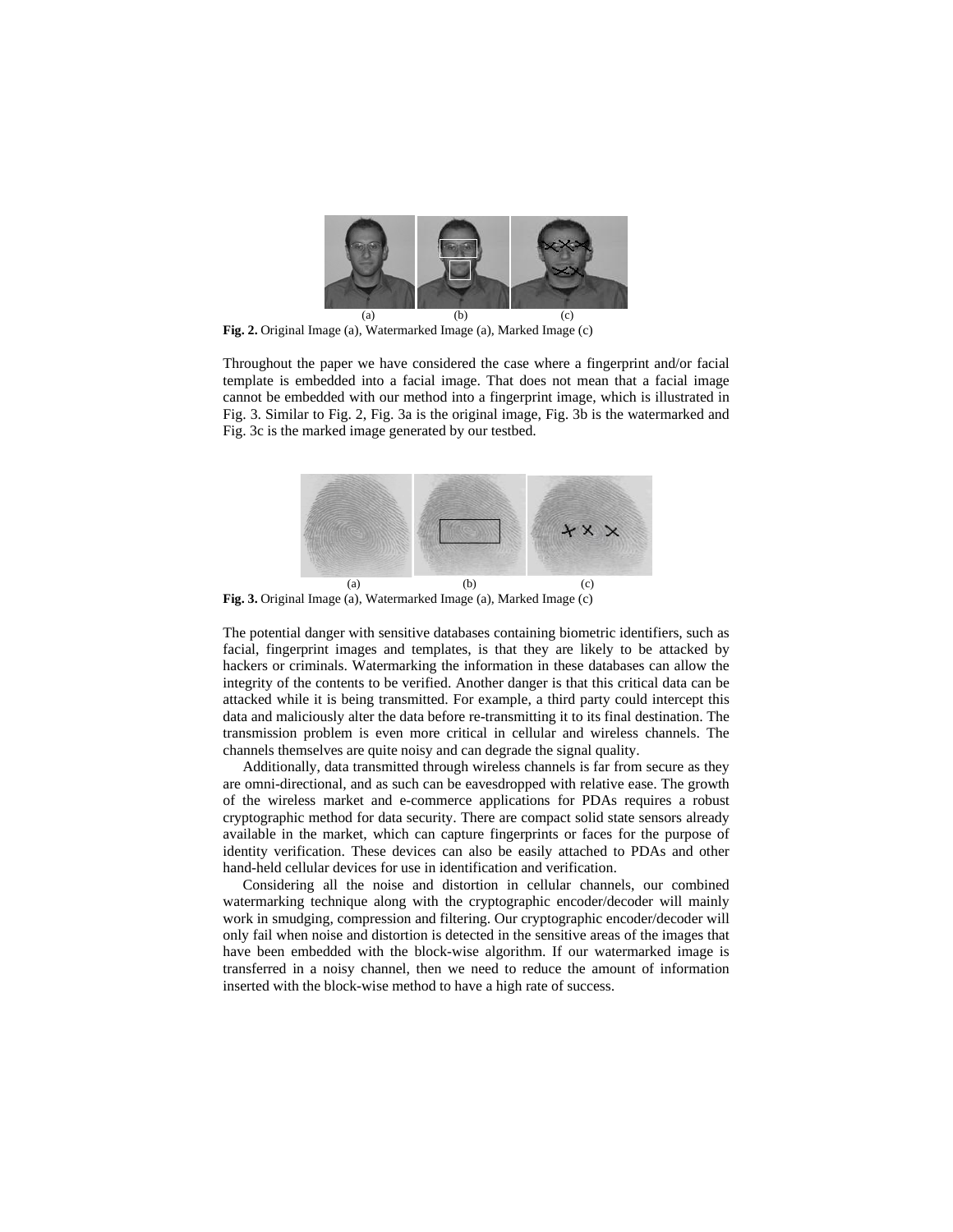(a) (b) (c)

**Fig. 2.** Original Image (a), Watermarked Image (a), Marked Image (c)

Throughout the paper we have considered the case where a fingerprint and/or facial template is embedded into a facial image. That does not mean that a facial image cannot be embedded with our method into a fingerprint image, which is illustrated in Fig. 3. Similar to Fig. 2, Fig. 3a is the original image, Fig. 3b is the watermarked and Fig. 3c is the marked image generated by our testbed.

(a) (b) (c)

**Fig. 3.** Original Image (a), Watermarked Image (a), Marked Image (c)

The potential danger with sensitive databases containing biometric identifiers, such as facial, fingerprint images and templates, is that they are likely to be attacked by hackers or criminals. Watermarking the information in these databases can allow the integrity of the contents to be verified. Another danger is that this critical data can be attacked while it is being transmitted. For example, a third party could intercept this data and maliciously alter the data before re-transmitting it to its final destination. The transmission problem is even more critical in cellular and wireless channels. The channels themselves are quite noisy and can degrade the signal quality.

Additionally, data transmitted through wireless channels is far from secure as they are omni-directional, and as such can be eavesdropped with relative ease. The growth of the wireless market and e-commerce applications for PDAs requires a robust cryptographic method for data security. There are compact solid state sensors already available in the market, which can capture fingerprints or faces for the purpose of identity verification. These devices can also be easily attached to PDAs and other hand-held cellular devices for use in identification and verification.

Considering all the noise and distortion in cellular channels, our combined watermarking technique along with the cryptographic encoder/decoder will mainly work in smudging, compression and filtering. Our cryptographic encoder/decoder will only fail when noise and distortion is detected in the sensitive areas of the images that have been embedded with the block-wise algorithm. If our watermarked image is transferred in a noisy channel, then we need to reduce the amount of information inserted with the block-wise method to have a high rate of success.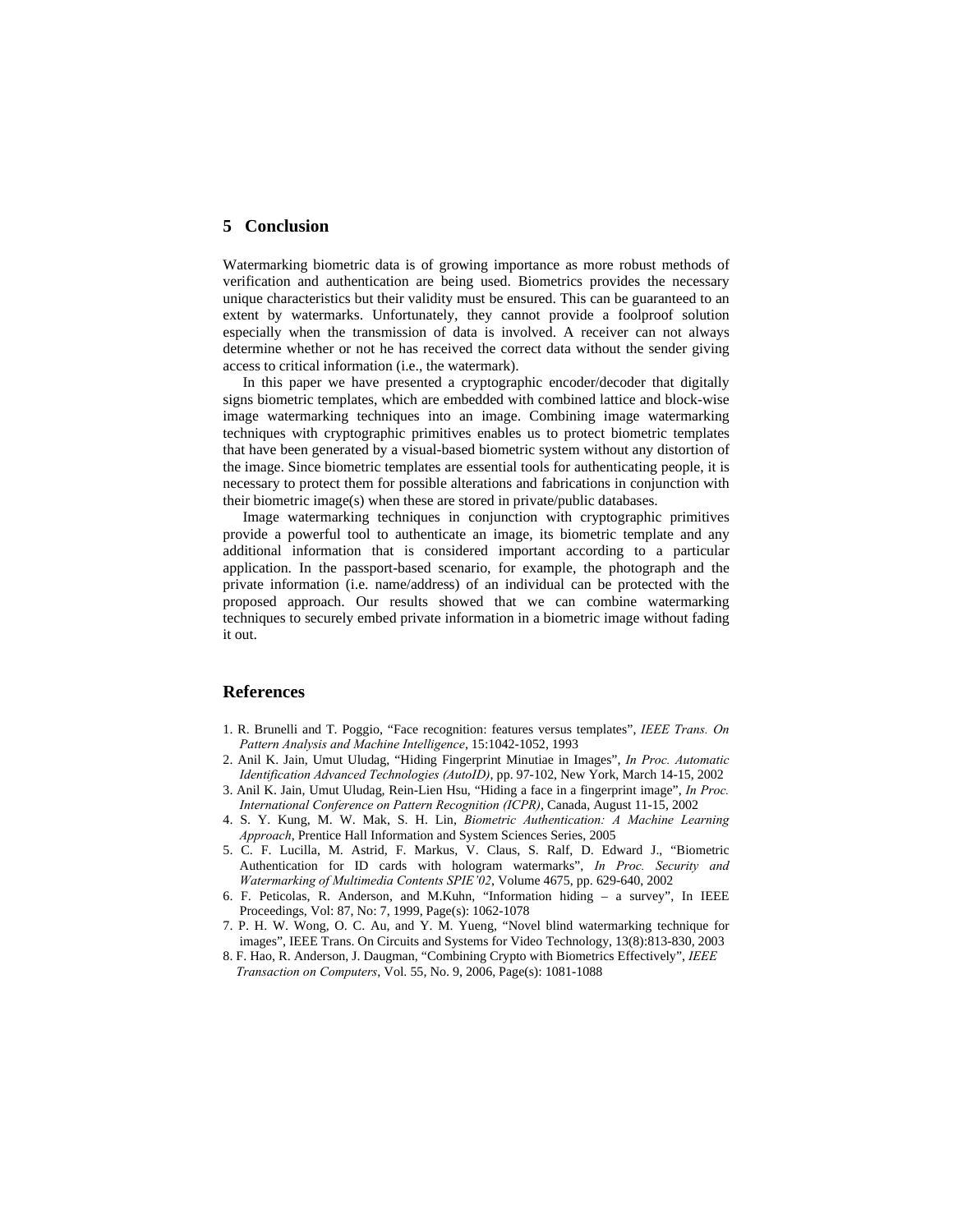## 5 Conclusion

Watermarking biometric data is of growing importance as more robust methods of verification and authentication are being used. Biometrics provides the necessary unique characteristics but their validity must be ensured. This can be guaranteed to an extent by watermarks. Unfortunately, they cannot provide a foolproof solution especially when the transmission of data is involved. A receiver can not always determine whether or not he has received the correct data without the sender giving access to critical information (i.e., the watermark).

In this paper we have presented a cryptographic encoder/decoder that digitally signs biometric templates, which are embedded with combined lattice and block-wise image watermarking techniques into an image. Combining image watermarking techniques with cryptographic primitives enables us to protect biometric templates that have been generated by a visual-based biometric system without any distortion of the image. Since biometric templates are essential tools for authenticating people, it is necessary to protect them for possible alterations and fabrications in conjunction with their biometric image(s) when these are stored in private/public databases.

Image watermarking techniques in conjunction with cryptographic primitives provide a powerful tool to authenticate an image, its biometric template and any additional information that is considered important according to a particular application. In the passport-based scenario, for example, the photograph and the private information (i.e. name/address) of an individual can be protected with the proposed approach. Our results showed that we can combine watermarking techniques to securely embed private information in a biometric image without fading it out.

## References

1. R. Brunelli and T. Poggio, "Face recognition: features versus templates", *IEEE Trans. On Pattern Analysis and Machine Intelligence*, 15:1042-1052, 1993
2. Anil K. Jain, Umut Uludag, "Hiding Fingerprint Minutiae in Images", *In Proc. Automatic Identification Advanced Technologies (AutoID)*, pp. 97-102, New York, March 14-15, 2002
3. Anil K. Jain, Umut Uludag, Rein-Lien Hsu, "Hiding a face in a fingerprint image", *In Proc. International Conference on Pattern Recognition (ICPR)*, Canada, August 11-15, 2002
4. S. Y. Kung, M. W. Mak, S. H. Lin, *Biometric Authentication: A Machine Learning Approach*, Prentice Hall Information and System Sciences Series, 2005
5. C. F. Lucilla, M. Astrid, F. Markus, V. Claus, S. Ralf, D. Edward J., "Biometric Authentication for ID cards with hologram watermarks", *In Proc. Security and Watermarking of Multimedia Contents SPIE'02*, Volume 4675, pp. 629-640, 2002
6. F. Peticolas, R. Anderson, and M.Kuhn, "Information hiding – a survey", In IEEE Proceedings, Vol: 87, No: 7, 1999, Page(s): 1062-1078
7. P. H. W. Wong, O. C. Au, and Y. M. Yueng, "Novel blind watermarking technique for images", IEEE Trans. On Circuits and Systems for Video Technology, 13(8):813-830, 2003
8. F. Hao, R. Anderson, J. Daugman, "Combining Crypto with Biometrics Effectively", *IEEE Transaction on Computers*, Vol. 55, No. 9, 2006, Page(s): 1081-1088